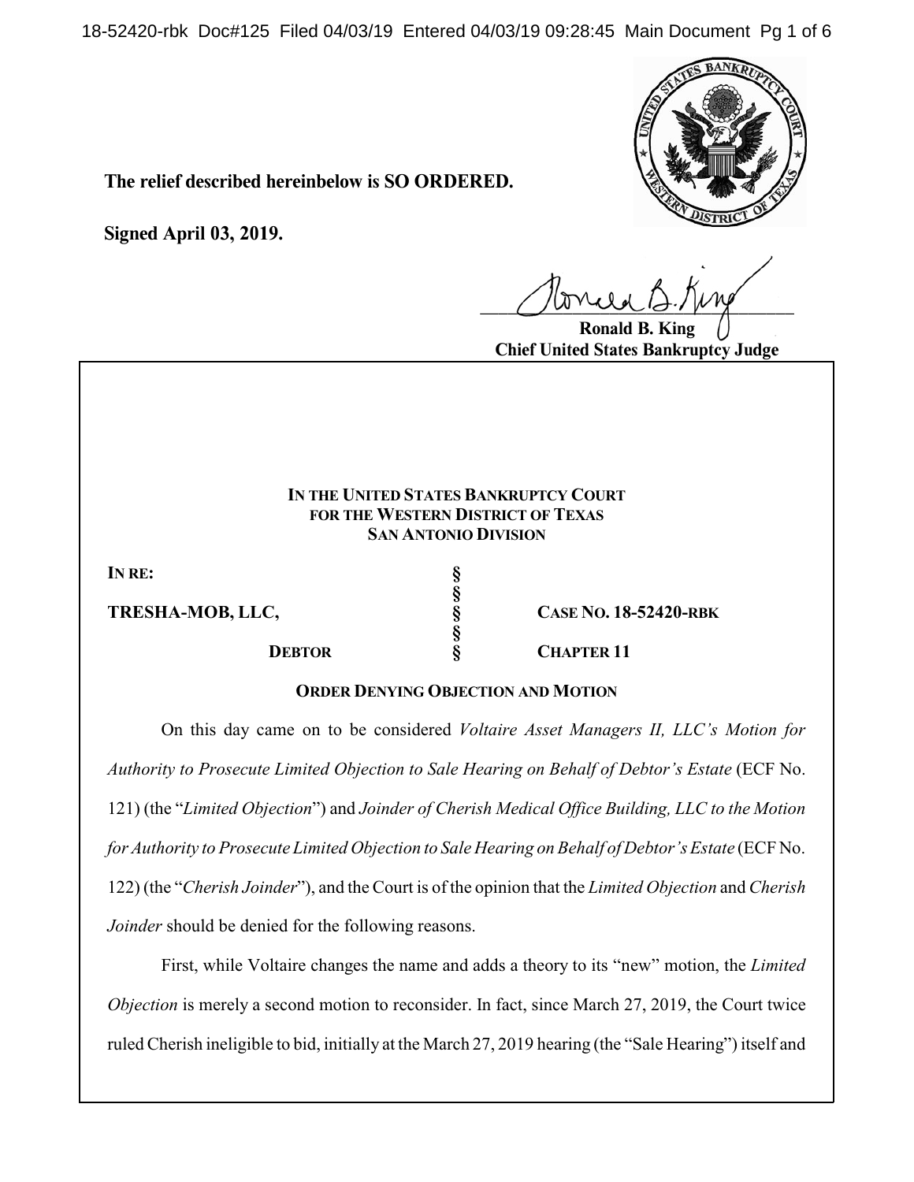**The relief described hereinbelow is SO ORDERED.**

**Signed April 03, 2019.**

**Ronald B. King**
**Chief United States Bankruptcy Judge**

**IN THE UNITED STATES BANKRUPTCY COURT**
**FOR THE WESTERN DISTRICT OF TEXAS**
**SAN ANTONIO DIVISION**

| | | |
|---|---|---|
| **IN RE:** | § | |
| | § | |
| **TRESHA-MOB, LLC,** | § | **CASE NO. 18-52420-RBK** |
| | § | |
| **DEBTOR** | § | **CHAPTER 11** |

**ORDER DENYING OBJECTION AND MOTION**

On this day came on to be considered *Voltaire Asset Managers II, LLC's Motion for Authority to Prosecute Limited Objection to Sale Hearing on Behalf of Debtor's Estate* (ECF No. 121) (the "*Limited Objection*") and *Joinder of Cherish Medical Office Building, LLC to the Motion for Authority to Prosecute Limited Objection to Sale Hearing on Behalf of Debtor's Estate* (ECF No. 122) (the "*Cherish Joinder*"), and the Court is of the opinion that the *Limited Objection* and *Cherish Joinder* should be denied for the following reasons.

First, while Voltaire changes the name and adds a theory to its "new" motion, the *Limited Objection* is merely a second motion to reconsider. In fact, since March 27, 2019, the Court twice ruled Cherish ineligible to bid, initially at the March 27, 2019 hearing (the "Sale Hearing") itself and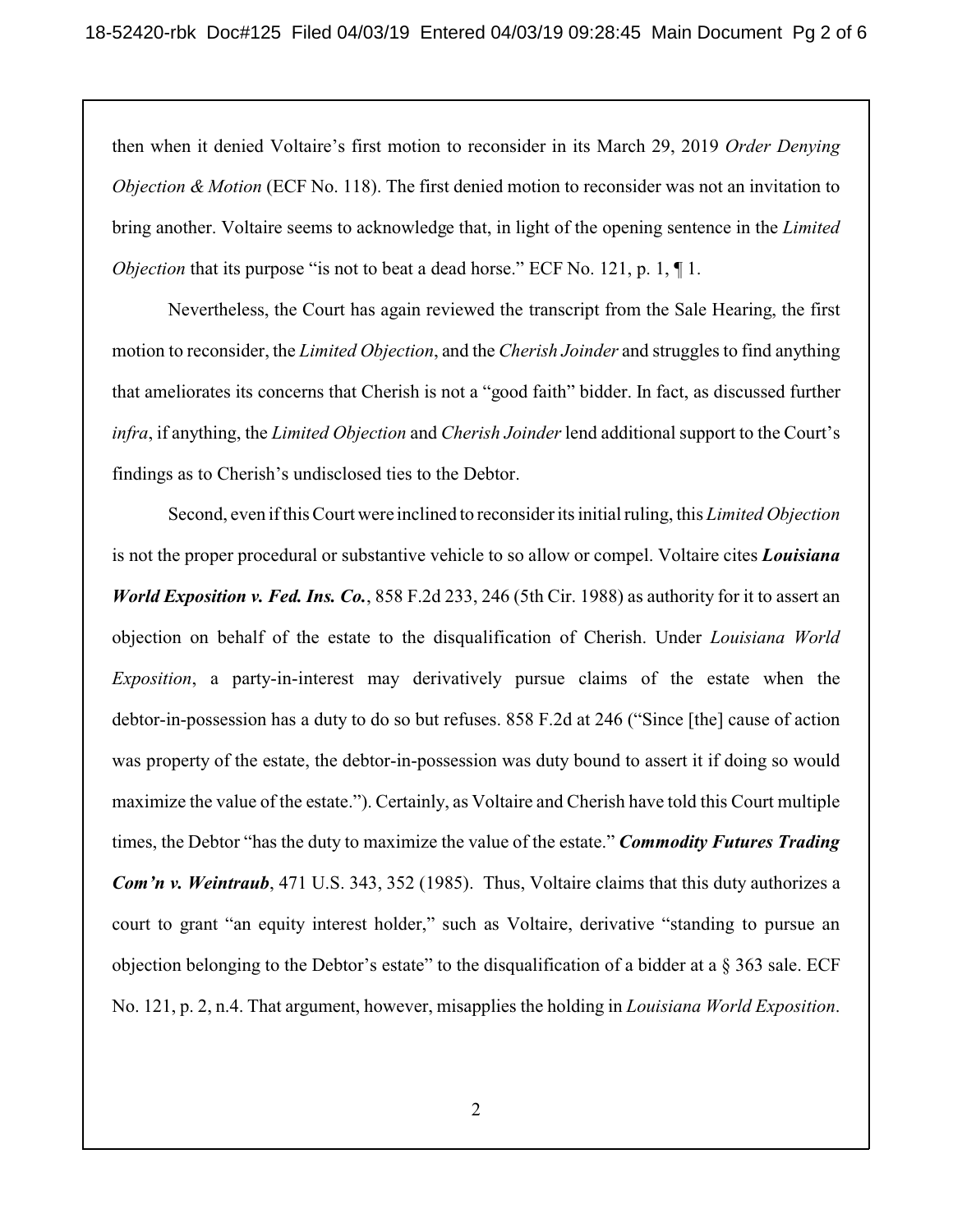then when it denied Voltaire's first motion to reconsider in its March 29, 2019 *Order Denying Objection & Motion* (ECF No. 118). The first denied motion to reconsider was not an invitation to bring another. Voltaire seems to acknowledge that, in light of the opening sentence in the *Limited Objection* that its purpose "is not to beat a dead horse." ECF No. 121, p. 1, ¶ 1.

Nevertheless, the Court has again reviewed the transcript from the Sale Hearing, the first motion to reconsider, the *Limited Objection*, and the *Cherish Joinder* and struggles to find anything that ameliorates its concerns that Cherish is not a "good faith" bidder. In fact, as discussed further *infra*, if anything, the *Limited Objection* and *Cherish Joinder* lend additional support to the Court's findings as to Cherish's undisclosed ties to the Debtor.

Second, even if this Court were inclined to reconsider its initial ruling, this *Limited Objection* is not the proper procedural or substantive vehicle to so allow or compel. Voltaire cites ***Louisiana World Exposition v. Fed. Ins. Co.***, 858 F.2d 233, 246 (5th Cir. 1988) as authority for it to assert an objection on behalf of the estate to the disqualification of Cherish. Under *Louisiana World Exposition*, a party-in-interest may derivatively pursue claims of the estate when the debtor-in-possession has a duty to do so but refuses. 858 F.2d at 246 ("Since [the] cause of action was property of the estate, the debtor-in-possession was duty bound to assert it if doing so would maximize the value of the estate."). Certainly, as Voltaire and Cherish have told this Court multiple times, the Debtor "has the duty to maximize the value of the estate." ***Commodity Futures Trading Com'n v. Weintraub***, 471 U.S. 343, 352 (1985). Thus, Voltaire claims that this duty authorizes a court to grant "an equity interest holder," such as Voltaire, derivative "standing to pursue an objection belonging to the Debtor's estate" to the disqualification of a bidder at a § 363 sale. ECF No. 121, p. 2, n.4. That argument, however, misapplies the holding in *Louisiana World Exposition*.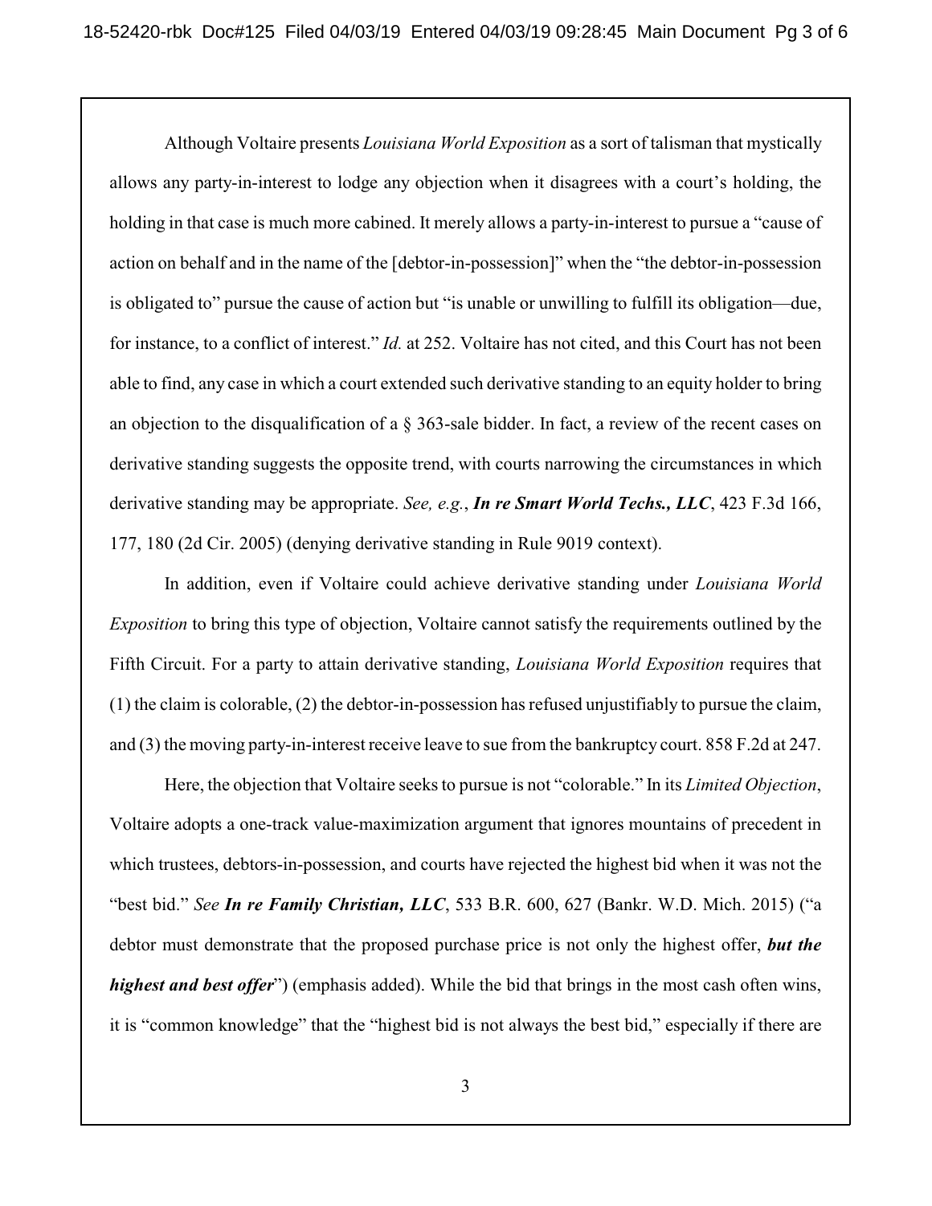Although Voltaire presents *Louisiana World Exposition* as a sort of talisman that mystically allows any party-in-interest to lodge any objection when it disagrees with a court's holding, the holding in that case is much more cabined. It merely allows a party-in-interest to pursue a "cause of action on behalf and in the name of the [debtor-in-possession]" when the "the debtor-in-possession is obligated to" pursue the cause of action but "is unable or unwilling to fulfill its obligation—due, for instance, to a conflict of interest." *Id.* at 252. Voltaire has not cited, and this Court has not been able to find, any case in which a court extended such derivative standing to an equity holder to bring an objection to the disqualification of a § 363-sale bidder. In fact, a review of the recent cases on derivative standing suggests the opposite trend, with courts narrowing the circumstances in which derivative standing may be appropriate. *See, e.g.*, ***In re Smart World Techs., LLC***, 423 F.3d 166, 177, 180 (2d Cir. 2005) (denying derivative standing in Rule 9019 context).

In addition, even if Voltaire could achieve derivative standing under *Louisiana World Exposition* to bring this type of objection, Voltaire cannot satisfy the requirements outlined by the Fifth Circuit. For a party to attain derivative standing, *Louisiana World Exposition* requires that (1) the claim is colorable, (2) the debtor-in-possession has refused unjustifiably to pursue the claim, and (3) the moving party-in-interest receive leave to sue from the bankruptcy court. 858 F.2d at 247.

Here, the objection that Voltaire seeks to pursue is not "colorable." In its *Limited Objection*, Voltaire adopts a one-track value-maximization argument that ignores mountains of precedent in which trustees, debtors-in-possession, and courts have rejected the highest bid when it was not the "best bid." *See* ***In re Family Christian, LLC***, 533 B.R. 600, 627 (Bankr. W.D. Mich. 2015) ("a debtor must demonstrate that the proposed purchase price is not only the highest offer, ***but the highest and best offer***") (emphasis added). While the bid that brings in the most cash often wins, it is "common knowledge" that the "highest bid is not always the best bid," especially if there are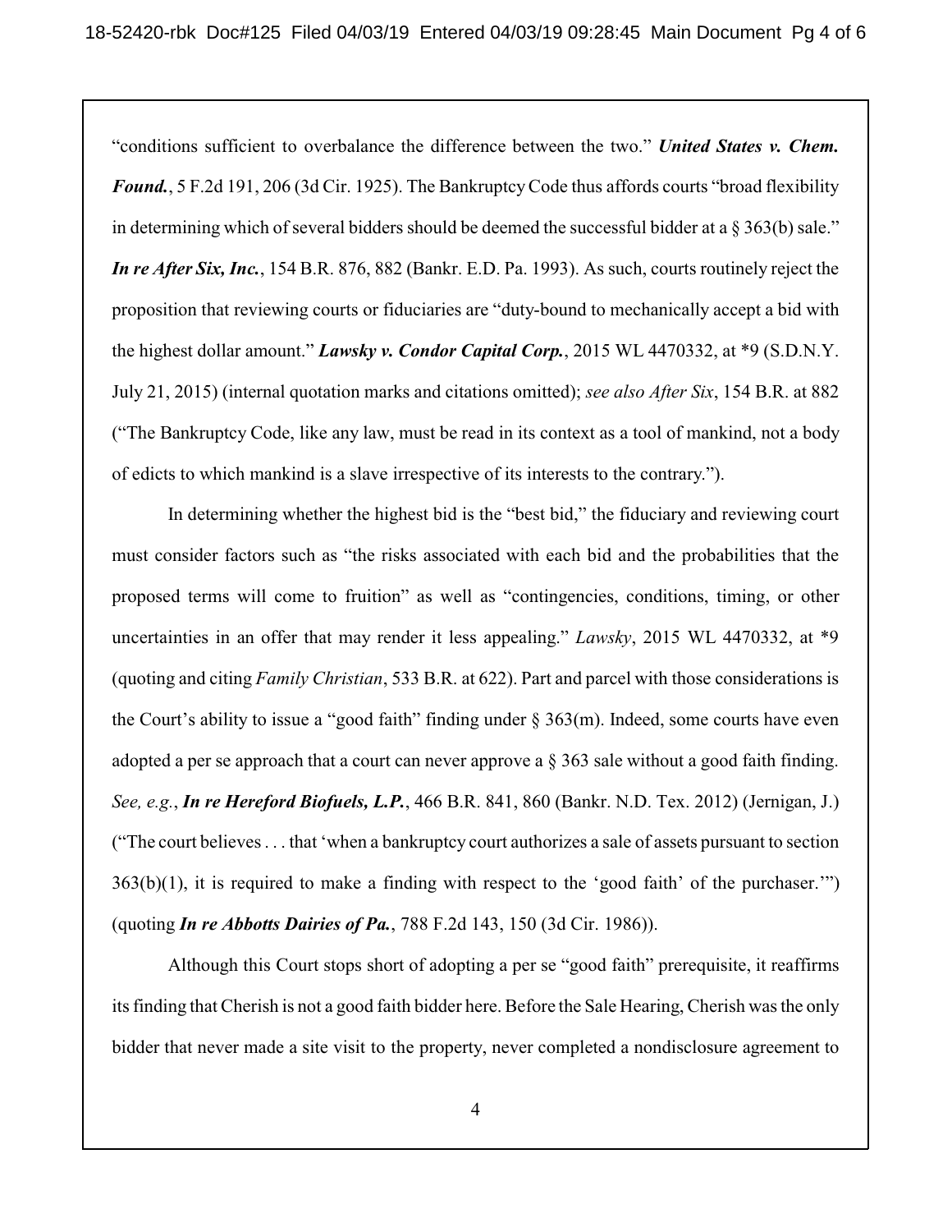"conditions sufficient to overbalance the difference between the two." ***United States v. Chem. Found.***, 5 F.2d 191, 206 (3d Cir. 1925). The Bankruptcy Code thus affords courts "broad flexibility in determining which of several bidders should be deemed the successful bidder at a § 363(b) sale." ***In re After Six, Inc.***, 154 B.R. 876, 882 (Bankr. E.D. Pa. 1993). As such, courts routinely reject the proposition that reviewing courts or fiduciaries are "duty-bound to mechanically accept a bid with the highest dollar amount." ***Lawsky v. Condor Capital Corp.***, 2015 WL 4470332, at *9 (S.D.N.Y. July 21, 2015) (internal quotation marks and citations omitted); *see also After Six*, 154 B.R. at 882 ("The Bankruptcy Code, like any law, must be read in its context as a tool of mankind, not a body of edicts to which mankind is a slave irrespective of its interests to the contrary.").

In determining whether the highest bid is the "best bid," the fiduciary and reviewing court must consider factors such as "the risks associated with each bid and the probabilities that the proposed terms will come to fruition" as well as "contingencies, conditions, timing, or other uncertainties in an offer that may render it less appealing." *Lawsky*, 2015 WL 4470332, at *9 (quoting and citing *Family Christian*, 533 B.R. at 622). Part and parcel with those considerations is the Court's ability to issue a "good faith" finding under § 363(m). Indeed, some courts have even adopted a per se approach that a court can never approve a § 363 sale without a good faith finding. *See, e.g.*, ***In re Hereford Biofuels, L.P.***, 466 B.R. 841, 860 (Bankr. N.D. Tex. 2012) (Jernigan, J.) ("The court believes . . . that 'when a bankruptcy court authorizes a sale of assets pursuant to section 363(b)(1), it is required to make a finding with respect to the 'good faith' of the purchaser.'") (quoting ***In re Abbotts Dairies of Pa.***, 788 F.2d 143, 150 (3d Cir. 1986)).

Although this Court stops short of adopting a per se "good faith" prerequisite, it reaffirms its finding that Cherish is not a good faith bidder here. Before the Sale Hearing, Cherish was the only bidder that never made a site visit to the property, never completed a nondisclosure agreement to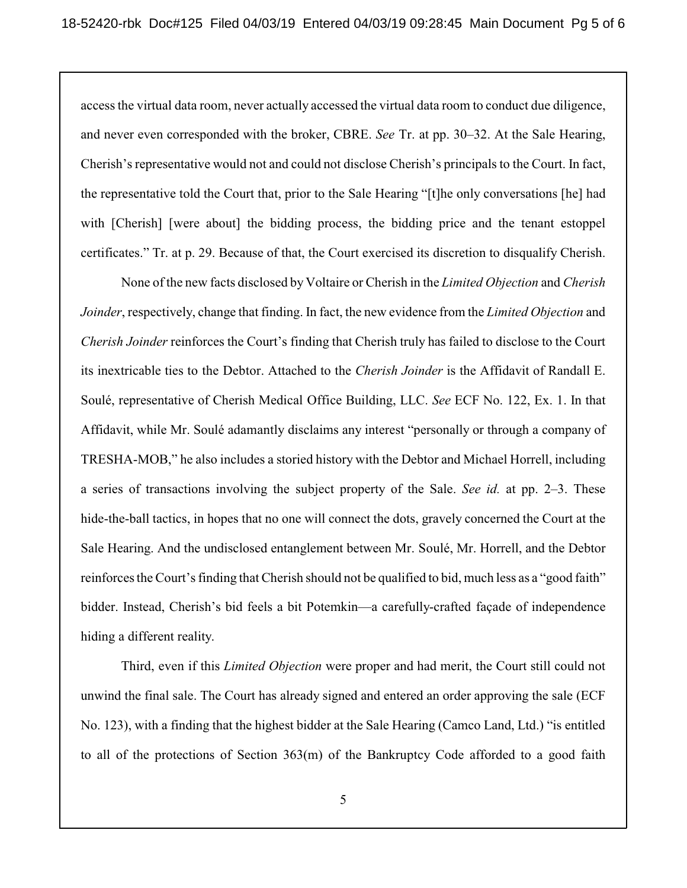access the virtual data room, never actually accessed the virtual data room to conduct due diligence, and never even corresponded with the broker, CBRE. *See* Tr. at pp. 30–32. At the Sale Hearing, Cherish's representative would not and could not disclose Cherish's principals to the Court. In fact, the representative told the Court that, prior to the Sale Hearing "[t]he only conversations [he] had with [Cherish] [were about] the bidding process, the bidding price and the tenant estoppel certificates." Tr. at p. 29. Because of that, the Court exercised its discretion to disqualify Cherish.

None of the new facts disclosed by Voltaire or Cherish in the *Limited Objection* and *Cherish Joinder*, respectively, change that finding. In fact, the new evidence from the *Limited Objection* and *Cherish Joinder* reinforces the Court's finding that Cherish truly has failed to disclose to the Court its inextricable ties to the Debtor. Attached to the *Cherish Joinder* is the Affidavit of Randall E. Soulé, representative of Cherish Medical Office Building, LLC. *See* ECF No. 122, Ex. 1. In that Affidavit, while Mr. Soulé adamantly disclaims any interest "personally or through a company of TRESHA-MOB," he also includes a storied history with the Debtor and Michael Horrell, including a series of transactions involving the subject property of the Sale. *See id.* at pp. 2–3. These hide-the-ball tactics, in hopes that no one will connect the dots, gravely concerned the Court at the Sale Hearing. And the undisclosed entanglement between Mr. Soulé, Mr. Horrell, and the Debtor reinforces the Court's finding that Cherish should not be qualified to bid, much less as a "good faith" bidder. Instead, Cherish's bid feels a bit Potemkin—a carefully-crafted façade of independence hiding a different reality.

Third, even if this *Limited Objection* were proper and had merit, the Court still could not unwind the final sale. The Court has already signed and entered an order approving the sale (ECF No. 123), with a finding that the highest bidder at the Sale Hearing (Camco Land, Ltd.) "is entitled to all of the protections of Section 363(m) of the Bankruptcy Code afforded to a good faith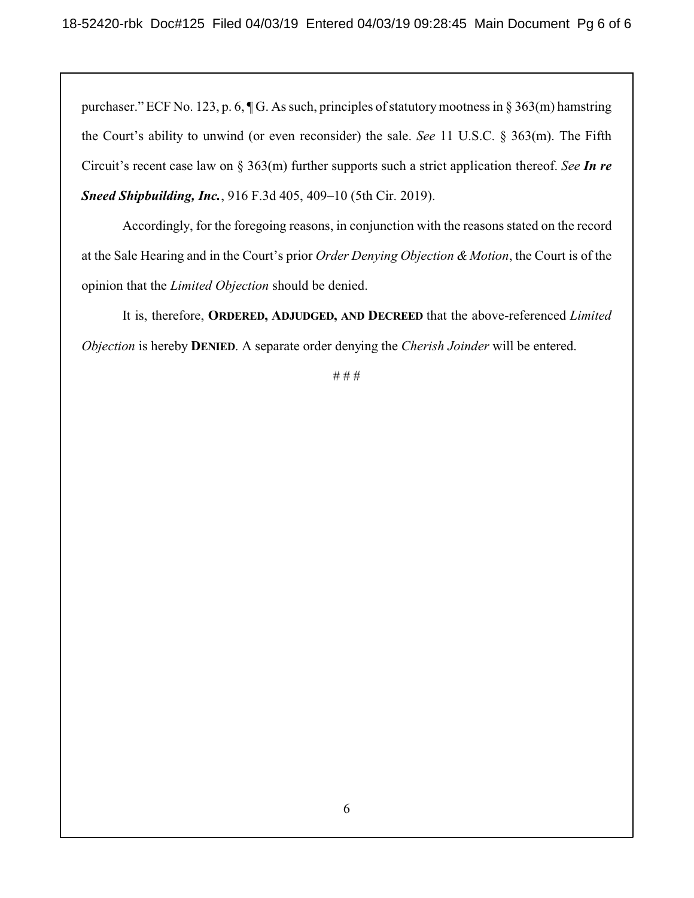purchaser." ECF No. 123, p. 6, ¶ G. As such, principles of statutory mootness in § 363(m) hamstring the Court's ability to unwind (or even reconsider) the sale. *See* 11 U.S.C. § 363(m). The Fifth Circuit's recent case law on § 363(m) further supports such a strict application thereof. *See* ***In re Sneed Shipbuilding, Inc.***, 916 F.3d 405, 409–10 (5th Cir. 2019).

Accordingly, for the foregoing reasons, in conjunction with the reasons stated on the record at the Sale Hearing and in the Court's prior *Order Denying Objection & Motion*, the Court is of the opinion that the *Limited Objection* should be denied.

It is, therefore, **ORDERED, ADJUDGED, AND DECREED** that the above-referenced *Limited Objection* is hereby **DENIED**. A separate order denying the *Cherish Joinder* will be entered.

# # #